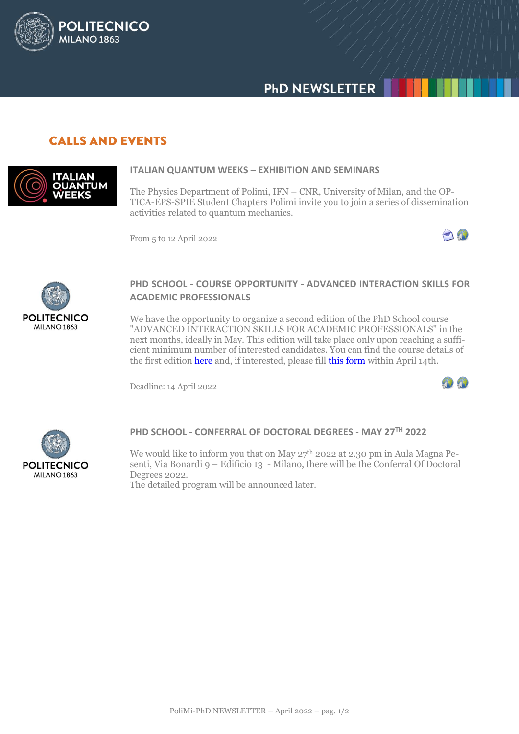# PhD NEWSLETTER

## CALLS AND EVENTS

### ITALIAN QUANTUM WEEKS – EXHIBITION AND SEMINARS

The Physics Department of Polimi, IFN – CNR, University of Milan, and the OPTICA-EPS-SPIE Student Chapters Polimi invite you to join a series of dissemination activities related to quantum mechanics.

From 5 to 12 April 2022

### PHD SCHOOL - COURSE OPPORTUNITY - ADVANCED INTERACTION SKILLS FOR ACADEMIC PROFESSIONALS

We have the opportunity to organize a second edition of the PhD School course "ADVANCED INTERACTION SKILLS FOR ACADEMIC PROFESSIONALS" in the next months, ideally in May. This edition will take place only upon reaching a sufficient minimum number of interested candidates. You can find the course details of the first edition here and, if interested, please fill this form within April 14th.

Deadline: 14 April 2022

### PHD SCHOOL - CONFERRAL OF DOCTORAL DEGREES - MAY 27TH 2022

We would like to inform you that on May 27th 2022 at 2.30 pm in Aula Magna Pesenti, Via Bonardi 9 – Edificio 13 - Milano, there will be the Conferral Of Doctoral Degrees 2022.
The detailed program will be announced later.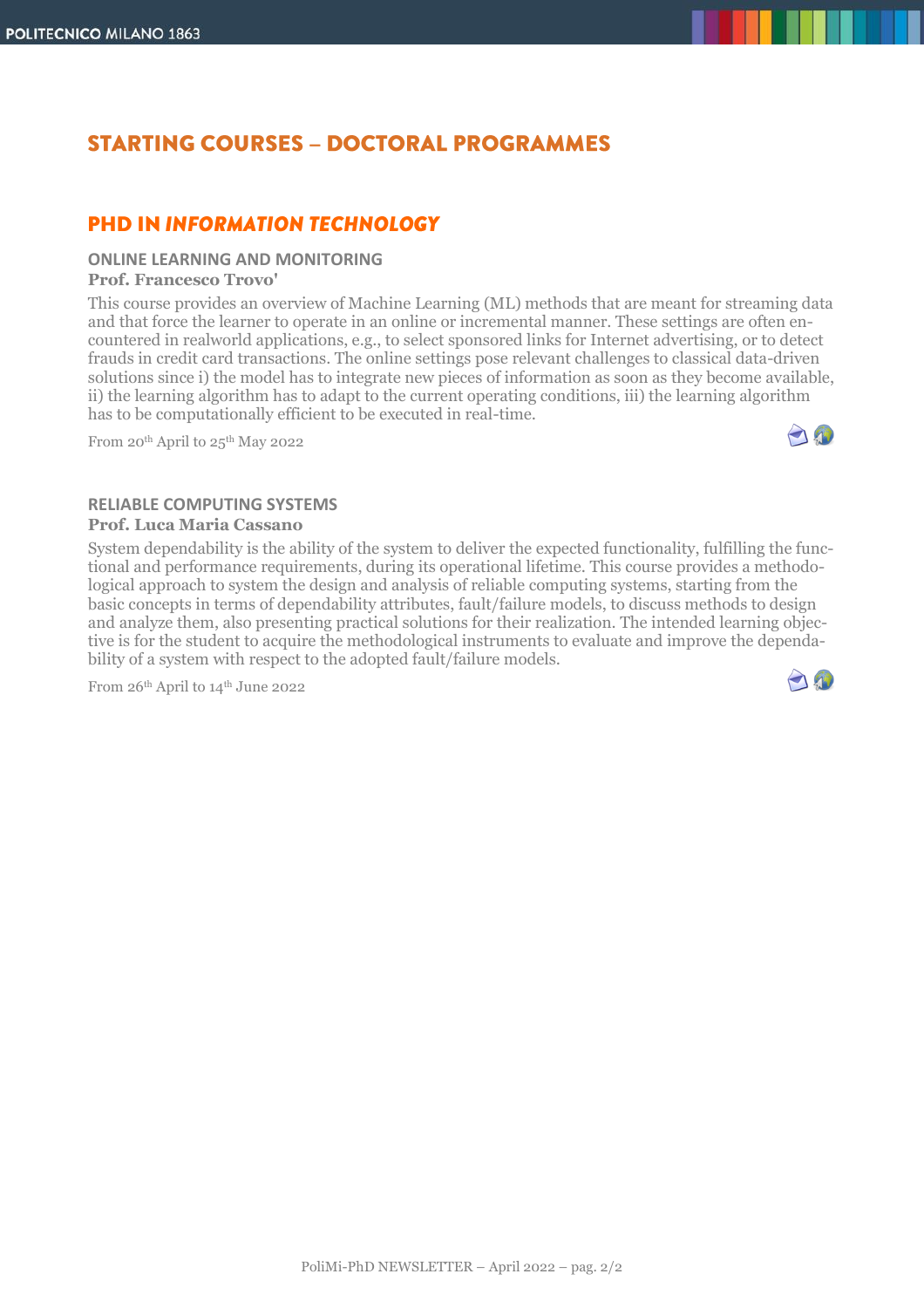# STARTING COURSES – DOCTORAL PROGRAMMES

## PHD IN *INFORMATION TECHNOLOGY*

### ONLINE LEARNING AND MONITORING

**Prof. Francesco Trovo'**

This course provides an overview of Machine Learning (ML) methods that are meant for streaming data and that force the learner to operate in an online or incremental manner. These settings are often encountered in realworld applications, e.g., to select sponsored links for Internet advertising, or to detect frauds in credit card transactions. The online settings pose relevant challenges to classical data-driven solutions since i) the model has to integrate new pieces of information as soon as they become available, ii) the learning algorithm has to adapt to the current operating conditions, iii) the learning algorithm has to be computationally efficient to be executed in real-time.

From 20th April to 25th May 2022

### RELIABLE COMPUTING SYSTEMS

**Prof. Luca Maria Cassano**

System dependability is the ability of the system to deliver the expected functionality, fulfilling the functional and performance requirements, during its operational lifetime. This course provides a methodological approach to system the design and analysis of reliable computing systems, starting from the basic concepts in terms of dependability attributes, fault/failure models, to discuss methods to design and analyze them, also presenting practical solutions for their realization. The intended learning objective is for the student to acquire the methodological instruments to evaluate and improve the dependability of a system with respect to the adopted fault/failure models.

From 26th April to 14th June 2022